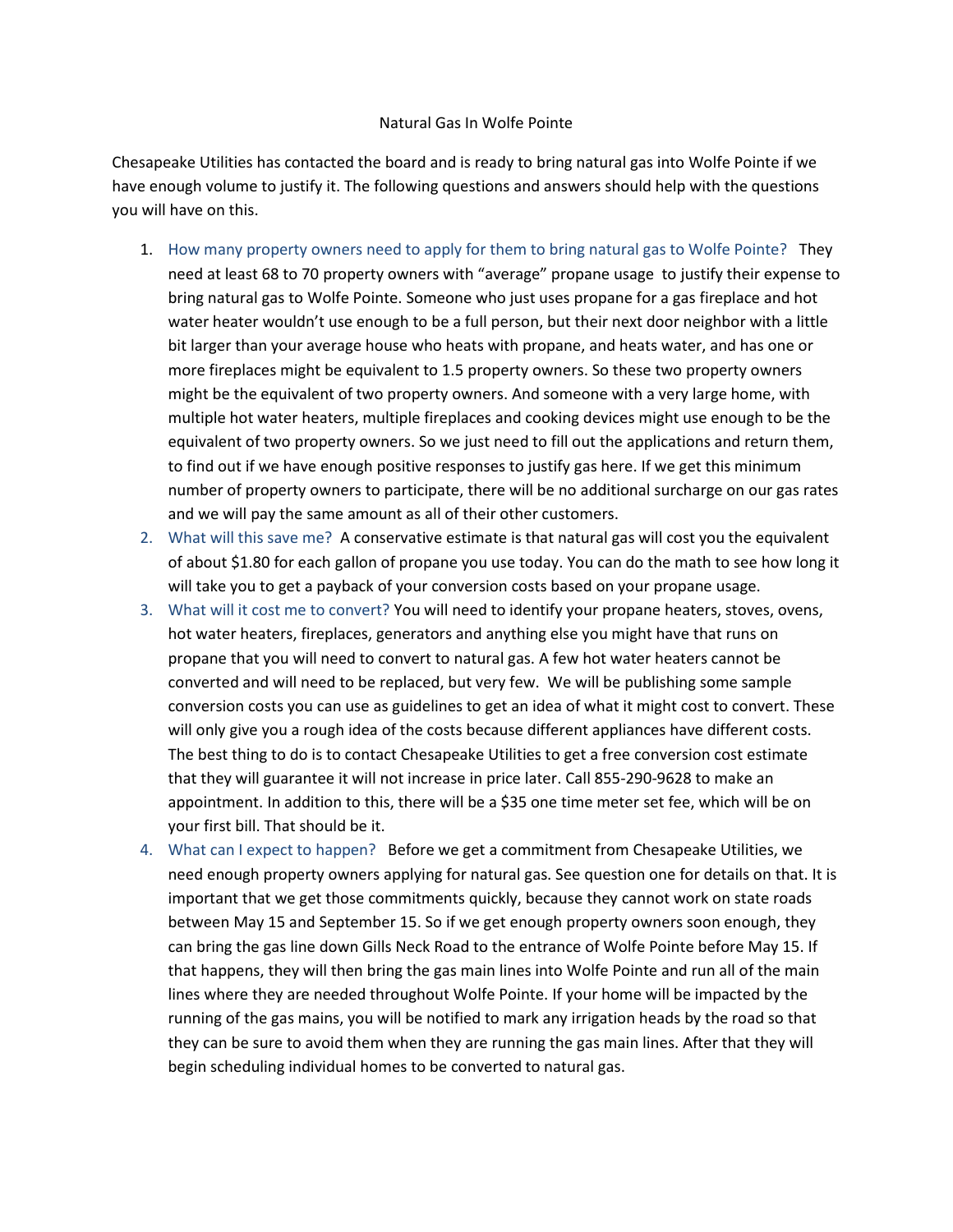# Natural Gas In Wolfe Pointe

Chesapeake Utilities has contacted the board and is ready to bring natural gas into Wolfe Pointe if we have enough volume to justify it. The following questions and answers should help with the questions you will have on this.

1. How many property owners need to apply for them to bring natural gas to Wolfe Pointe? They need at least 68 to 70 property owners with "average" propane usage to justify their expense to bring natural gas to Wolfe Pointe. Someone who just uses propane for a gas fireplace and hot water heater wouldn't use enough to be a full person, but their next door neighbor with a little bit larger than your average house who heats with propane, and heats water, and has one or more fireplaces might be equivalent to 1.5 property owners. So these two property owners might be the equivalent of two property owners. And someone with a very large home, with multiple hot water heaters, multiple fireplaces and cooking devices might use enough to be the equivalent of two property owners. So we just need to fill out the applications and return them, to find out if we have enough positive responses to justify gas here. If we get this minimum number of property owners to participate, there will be no additional surcharge on our gas rates and we will pay the same amount as all of their other customers.
2. What will this save me? A conservative estimate is that natural gas will cost you the equivalent of about $1.80 for each gallon of propane you use today. You can do the math to see how long it will take you to get a payback of your conversion costs based on your propane usage.
3. What will it cost me to convert? You will need to identify your propane heaters, stoves, ovens, hot water heaters, fireplaces, generators and anything else you might have that runs on propane that you will need to convert to natural gas. A few hot water heaters cannot be converted and will need to be replaced, but very few. We will be publishing some sample conversion costs you can use as guidelines to get an idea of what it might cost to convert. These will only give you a rough idea of the costs because different appliances have different costs. The best thing to do is to contact Chesapeake Utilities to get a free conversion cost estimate that they will guarantee it will not increase in price later. Call 855-290-9628 to make an appointment. In addition to this, there will be a $35 one time meter set fee, which will be on your first bill. That should be it.
4. What can I expect to happen? Before we get a commitment from Chesapeake Utilities, we need enough property owners applying for natural gas. See question one for details on that. It is important that we get those commitments quickly, because they cannot work on state roads between May 15 and September 15. So if we get enough property owners soon enough, they can bring the gas line down Gills Neck Road to the entrance of Wolfe Pointe before May 15. If that happens, they will then bring the gas main lines into Wolfe Pointe and run all of the main lines where they are needed throughout Wolfe Pointe. If your home will be impacted by the running of the gas mains, you will be notified to mark any irrigation heads by the road so that they can be sure to avoid them when they are running the gas main lines. After that they will begin scheduling individual homes to be converted to natural gas.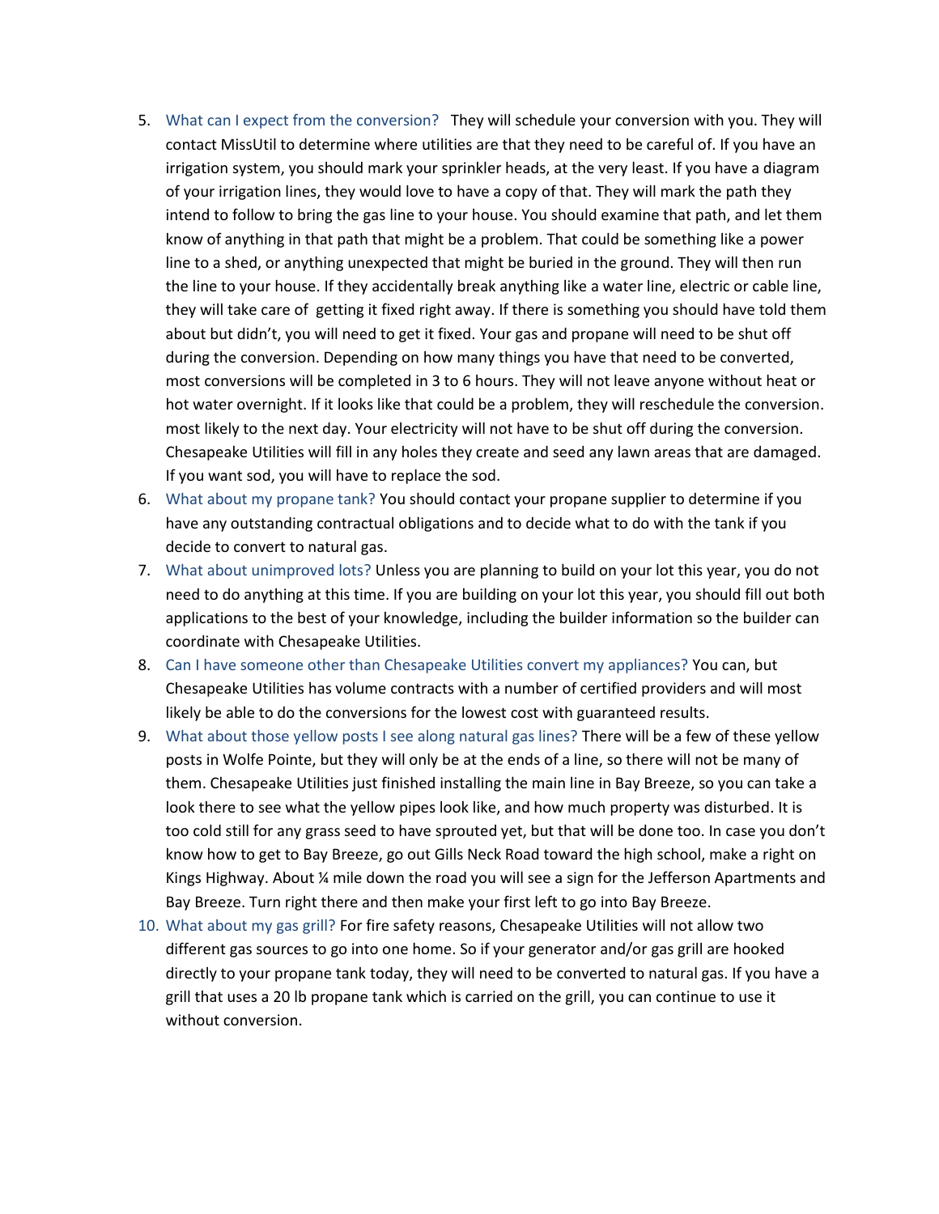5. What can I expect from the conversion? They will schedule your conversion with you. They will contact MissUtil to determine where utilities are that they need to be careful of. If you have an irrigation system, you should mark your sprinkler heads, at the very least. If you have a diagram of your irrigation lines, they would love to have a copy of that. They will mark the path they intend to follow to bring the gas line to your house. You should examine that path, and let them know of anything in that path that might be a problem. That could be something like a power line to a shed, or anything unexpected that might be buried in the ground. They will then run the line to your house. If they accidentally break anything like a water line, electric or cable line, they will take care of getting it fixed right away. If there is something you should have told them about but didn't, you will need to get it fixed. Your gas and propane will need to be shut off during the conversion. Depending on how many things you have that need to be converted, most conversions will be completed in 3 to 6 hours. They will not leave anyone without heat or hot water overnight. If it looks like that could be a problem, they will reschedule the conversion. most likely to the next day. Your electricity will not have to be shut off during the conversion. Chesapeake Utilities will fill in any holes they create and seed any lawn areas that are damaged. If you want sod, you will have to replace the sod.
6. What about my propane tank? You should contact your propane supplier to determine if you have any outstanding contractual obligations and to decide what to do with the tank if you decide to convert to natural gas.
7. What about unimproved lots? Unless you are planning to build on your lot this year, you do not need to do anything at this time. If you are building on your lot this year, you should fill out both applications to the best of your knowledge, including the builder information so the builder can coordinate with Chesapeake Utilities.
8. Can I have someone other than Chesapeake Utilities convert my appliances? You can, but Chesapeake Utilities has volume contracts with a number of certified providers and will most likely be able to do the conversions for the lowest cost with guaranteed results.
9. What about those yellow posts I see along natural gas lines? There will be a few of these yellow posts in Wolfe Pointe, but they will only be at the ends of a line, so there will not be many of them. Chesapeake Utilities just finished installing the main line in Bay Breeze, so you can take a look there to see what the yellow pipes look like, and how much property was disturbed. It is too cold still for any grass seed to have sprouted yet, but that will be done too. In case you don't know how to get to Bay Breeze, go out Gills Neck Road toward the high school, make a right on Kings Highway. About ¼ mile down the road you will see a sign for the Jefferson Apartments and Bay Breeze. Turn right there and then make your first left to go into Bay Breeze.
10. What about my gas grill? For fire safety reasons, Chesapeake Utilities will not allow two different gas sources to go into one home. So if your generator and/or gas grill are hooked directly to your propane tank today, they will need to be converted to natural gas. If you have a grill that uses a 20 lb propane tank which is carried on the grill, you can continue to use it without conversion.